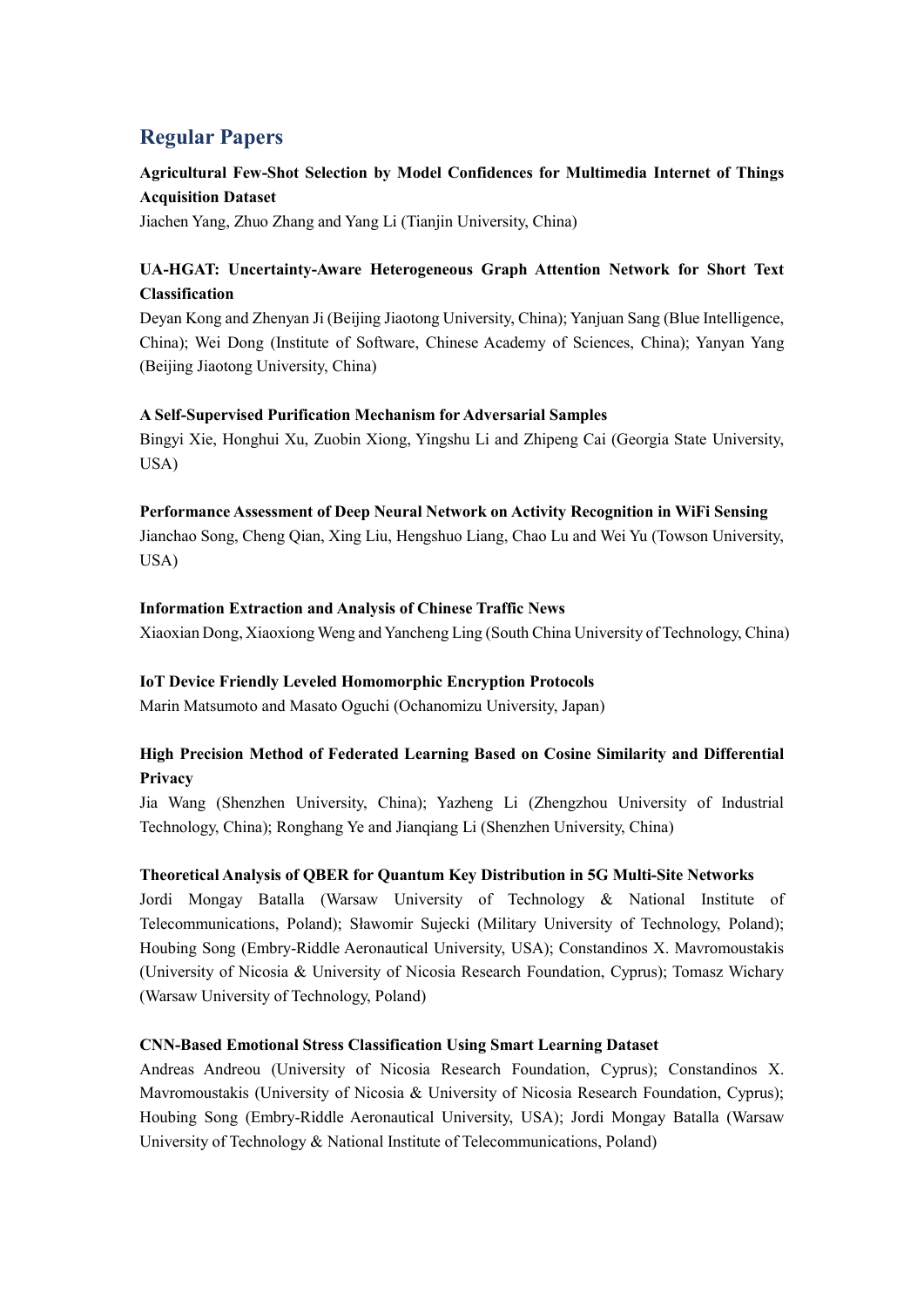## Regular Papers

**Agricultural Few-Shot Selection by Model Confidences for Multimedia Internet of Things Acquisition Dataset**
Jiachen Yang, Zhuo Zhang and Yang Li (Tianjin University, China)

**UA-HGAT: Uncertainty-Aware Heterogeneous Graph Attention Network for Short Text Classification**
Deyan Kong and Zhenyan Ji (Beijing Jiaotong University, China); Yanjuan Sang (Blue Intelligence, China); Wei Dong (Institute of Software, Chinese Academy of Sciences, China); Yanyan Yang (Beijing Jiaotong University, China)

**A Self-Supervised Purification Mechanism for Adversarial Samples**
Bingyi Xie, Honghui Xu, Zuobin Xiong, Yingshu Li and Zhipeng Cai (Georgia State University, USA)

**Performance Assessment of Deep Neural Network on Activity Recognition in WiFi Sensing**
Jianchao Song, Cheng Qian, Xing Liu, Hengshuo Liang, Chao Lu and Wei Yu (Towson University, USA)

**Information Extraction and Analysis of Chinese Traffic News**
Xiaoxian Dong, Xiaoxiong Weng and Yancheng Ling (South China University of Technology, China)

**IoT Device Friendly Leveled Homomorphic Encryption Protocols**
Marin Matsumoto and Masato Oguchi (Ochanomizu University, Japan)

**High Precision Method of Federated Learning Based on Cosine Similarity and Differential Privacy**
Jia Wang (Shenzhen University, China); Yazheng Li (Zhengzhou University of Industrial Technology, China); Ronghang Ye and Jianqiang Li (Shenzhen University, China)

**Theoretical Analysis of QBER for Quantum Key Distribution in 5G Multi-Site Networks**
Jordi Mongay Batalla (Warsaw University of Technology & National Institute of Telecommunications, Poland); Sławomir Sujecki (Military University of Technology, Poland); Houbing Song (Embry-Riddle Aeronautical University, USA); Constandinos X. Mavromoustakis (University of Nicosia & University of Nicosia Research Foundation, Cyprus); Tomasz Wichary (Warsaw University of Technology, Poland)

**CNN-Based Emotional Stress Classification Using Smart Learning Dataset**
Andreas Andreou (University of Nicosia Research Foundation, Cyprus); Constandinos X. Mavromoustakis (University of Nicosia & University of Nicosia Research Foundation, Cyprus); Houbing Song (Embry-Riddle Aeronautical University, USA); Jordi Mongay Batalla (Warsaw University of Technology & National Institute of Telecommunications, Poland)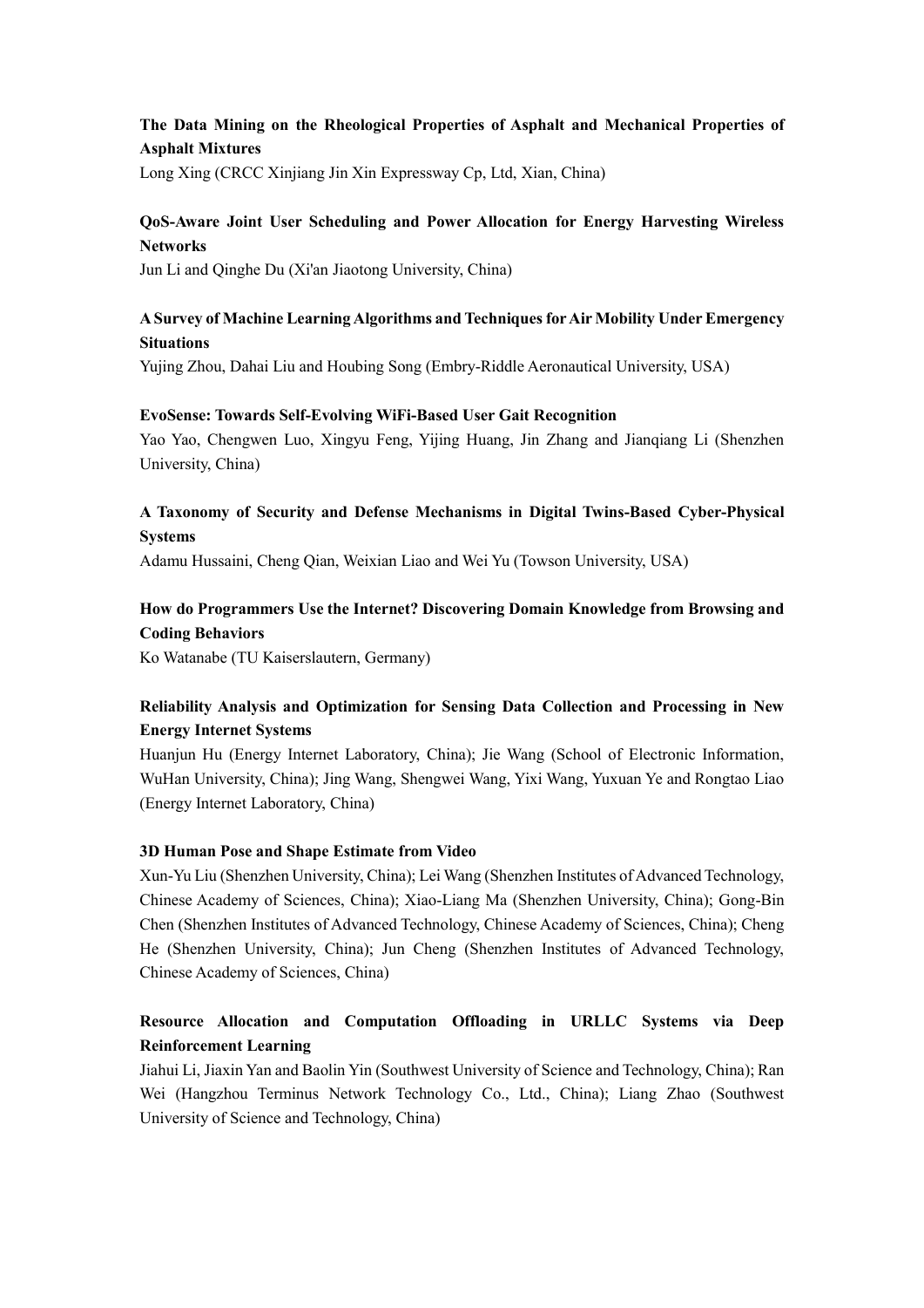**The Data Mining on the Rheological Properties of Asphalt and Mechanical Properties of Asphalt Mixtures**
Long Xing (CRCC Xinjiang Jin Xin Expressway Cp, Ltd, Xian, China)

**QoS-Aware Joint User Scheduling and Power Allocation for Energy Harvesting Wireless Networks**
Jun Li and Qinghe Du (Xi'an Jiaotong University, China)

**A Survey of Machine Learning Algorithms and Techniques for Air Mobility Under Emergency Situations**
Yujing Zhou, Dahai Liu and Houbing Song (Embry-Riddle Aeronautical University, USA)

**EvoSense: Towards Self-Evolving WiFi-Based User Gait Recognition**
Yao Yao, Chengwen Luo, Xingyu Feng, Yijing Huang, Jin Zhang and Jianqiang Li (Shenzhen University, China)

**A Taxonomy of Security and Defense Mechanisms in Digital Twins-Based Cyber-Physical Systems**
Adamu Hussaini, Cheng Qian, Weixian Liao and Wei Yu (Towson University, USA)

**How do Programmers Use the Internet? Discovering Domain Knowledge from Browsing and Coding Behaviors**
Ko Watanabe (TU Kaiserslautern, Germany)

**Reliability Analysis and Optimization for Sensing Data Collection and Processing in New Energy Internet Systems**
Huanjun Hu (Energy Internet Laboratory, China); Jie Wang (School of Electronic Information, WuHan University, China); Jing Wang, Shengwei Wang, Yixi Wang, Yuxuan Ye and Rongtao Liao (Energy Internet Laboratory, China)

**3D Human Pose and Shape Estimate from Video**
Xun-Yu Liu (Shenzhen University, China); Lei Wang (Shenzhen Institutes of Advanced Technology, Chinese Academy of Sciences, China); Xiao-Liang Ma (Shenzhen University, China); Gong-Bin Chen (Shenzhen Institutes of Advanced Technology, Chinese Academy of Sciences, China); Cheng He (Shenzhen University, China); Jun Cheng (Shenzhen Institutes of Advanced Technology, Chinese Academy of Sciences, China)

**Resource Allocation and Computation Offloading in URLLC Systems via Deep Reinforcement Learning**
Jiahui Li, Jiaxin Yan and Baolin Yin (Southwest University of Science and Technology, China); Ran Wei (Hangzhou Terminus Network Technology Co., Ltd., China); Liang Zhao (Southwest University of Science and Technology, China)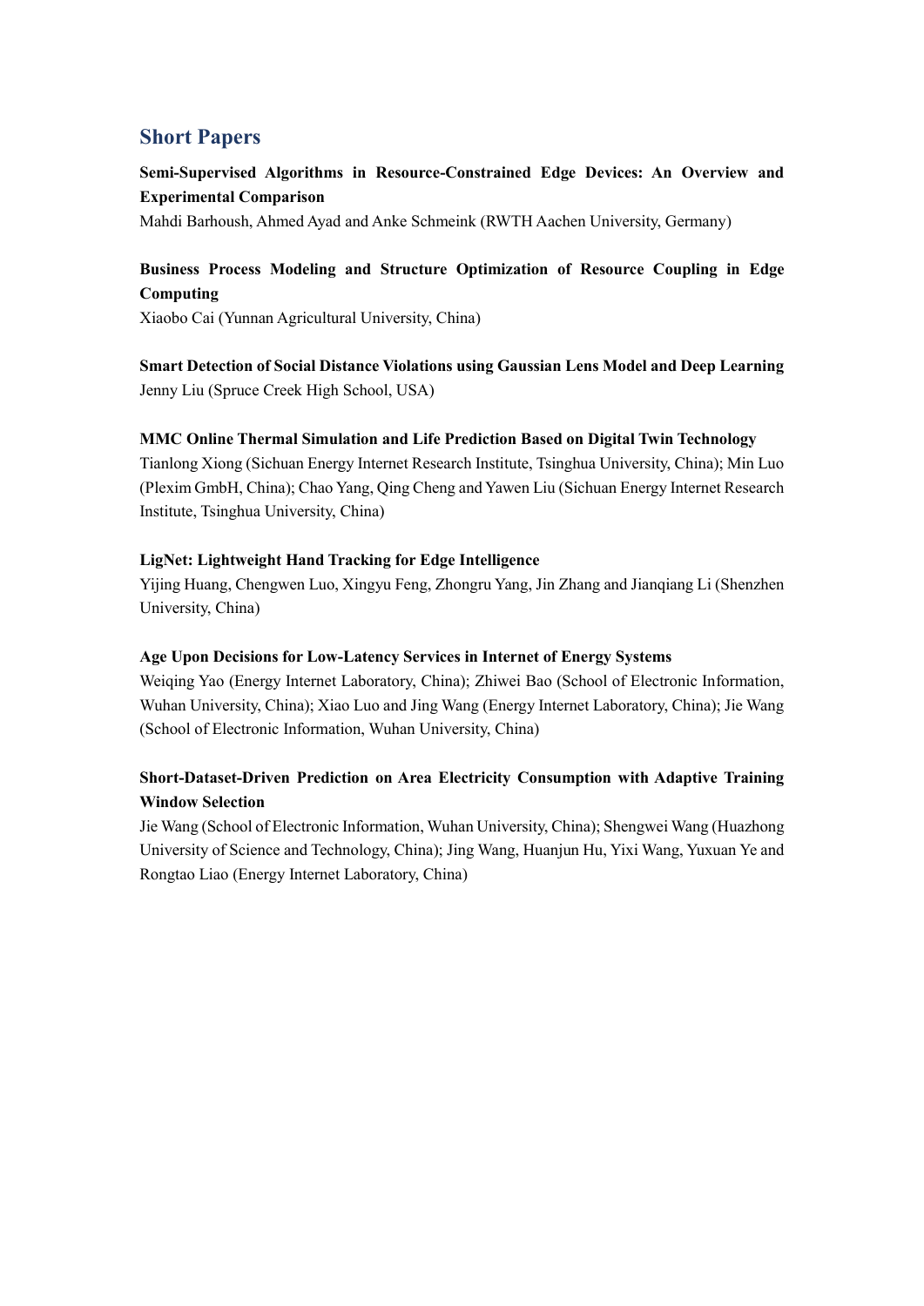## Short Papers

**Semi-Supervised Algorithms in Resource-Constrained Edge Devices: An Overview and Experimental Comparison**
Mahdi Barhoush, Ahmed Ayad and Anke Schmeink (RWTH Aachen University, Germany)

**Business Process Modeling and Structure Optimization of Resource Coupling in Edge Computing**
Xiaobo Cai (Yunnan Agricultural University, China)

**Smart Detection of Social Distance Violations using Gaussian Lens Model and Deep Learning**
Jenny Liu (Spruce Creek High School, USA)

**MMC Online Thermal Simulation and Life Prediction Based on Digital Twin Technology**
Tianlong Xiong (Sichuan Energy Internet Research Institute, Tsinghua University, China); Min Luo (Plexim GmbH, China); Chao Yang, Qing Cheng and Yawen Liu (Sichuan Energy Internet Research Institute, Tsinghua University, China)

**LigNet: Lightweight Hand Tracking for Edge Intelligence**
Yijing Huang, Chengwen Luo, Xingyu Feng, Zhongru Yang, Jin Zhang and Jianqiang Li (Shenzhen University, China)

**Age Upon Decisions for Low-Latency Services in Internet of Energy Systems**
Weiqing Yao (Energy Internet Laboratory, China); Zhiwei Bao (School of Electronic Information, Wuhan University, China); Xiao Luo and Jing Wang (Energy Internet Laboratory, China); Jie Wang (School of Electronic Information, Wuhan University, China)

**Short-Dataset-Driven Prediction on Area Electricity Consumption with Adaptive Training Window Selection**
Jie Wang (School of Electronic Information, Wuhan University, China); Shengwei Wang (Huazhong University of Science and Technology, China); Jing Wang, Huanjun Hu, Yixi Wang, Yuxuan Ye and Rongtao Liao (Energy Internet Laboratory, China)